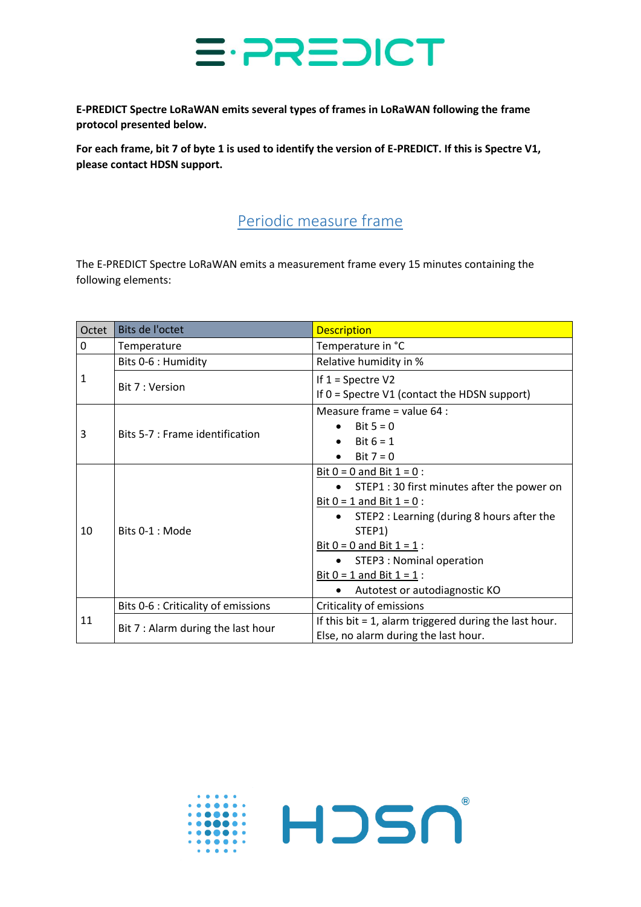**E-PREDICT Spectre LoRaWAN emits several types of frames in LoRaWAN following the frame protocol presented below.**

**For each frame, bit 7 of byte 1 is used to identify the version of E-PREDICT. If this is Spectre V1, please contact HDSN support.**

## Periodic measure frame

The E-PREDICT Spectre LoRaWAN emits a measurement frame every 15 minutes containing the following elements:

| Octet | Bits de l'octet | Description |
|---|---|---|
| 0 | Temperature | Temperature in °C |
| 1 | Bits 0-6 : Humidity | Relative humidity in % |
| | Bit 7 : Version | If 1 = Spectre V2<br>If 0 = Spectre V1 (contact the HDSN support) |
| 3 | Bits 5-7 : Frame identification | Measure frame = value 64 :<br>• Bit 5 = 0<br>• Bit 6 = 1<br>• Bit 7 = 0 |
| 10 | Bits 0-1 : Mode | Bit 0 = 0 and Bit 1 = 0 :<br>• STEP1 : 30 first minutes after the power on<br>Bit 0 = 1 and Bit 1 = 0 :<br>• STEP2 : Learning (during 8 hours after the STEP1)<br>Bit 0 = 0 and Bit 1 = 1 :<br>• STEP3 : Nominal operation<br>Bit 0 = 1 and Bit 1 = 1 :<br>• Autotest or autodiagnostic KO |
| 11 | Bits 0-6 : Criticality of emissions | Criticality of emissions |
| | Bit 7 : Alarm during the last hour | If this bit = 1, alarm triggered during the last hour.<br>Else, no alarm during the last hour. |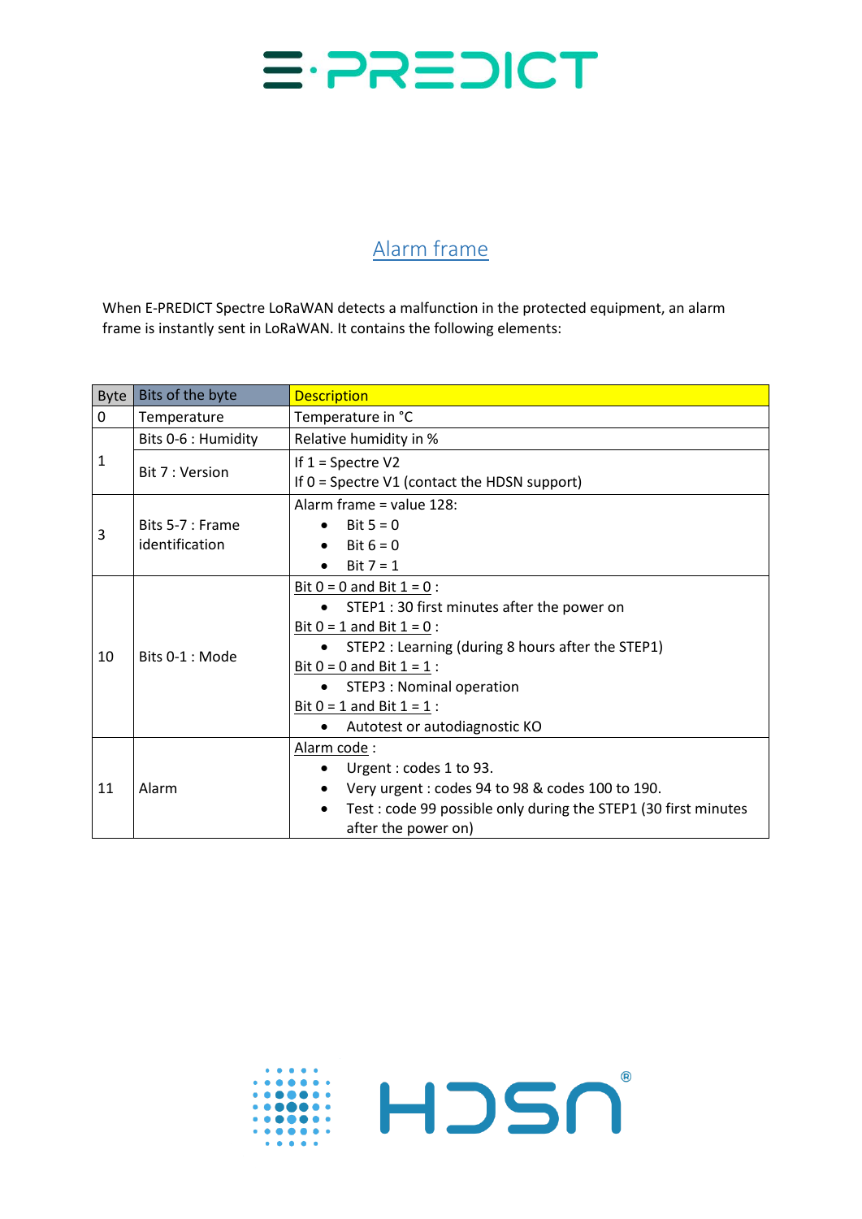## Alarm frame

When E-PREDICT Spectre LoRaWAN detects a malfunction in the protected equipment, an alarm frame is instantly sent in LoRaWAN. It contains the following elements:

| Byte | Bits of the byte | Description |
|---|---|---|
| 0 | Temperature | Temperature in °C |
| 1 | Bits 0-6 : Humidity | Relative humidity in % |
| | Bit 7 : Version | If 1 = Spectre V2<br>If 0 = Spectre V1 (contact the HDSN support) |
| 3 | Bits 5-7 : Frame identification | Alarm frame = value 128:<br>• Bit 5 = 0<br>• Bit 6 = 0<br>• Bit 7 = 1 |
| 10 | Bits 0-1 : Mode | Bit 0 = 0 and Bit 1 = 0 :<br>• STEP1 : 30 first minutes after the power on<br>Bit 0 = 1 and Bit 1 = 0 :<br>• STEP2 : Learning (during 8 hours after the STEP1)<br>Bit 0 = 0 and Bit 1 = 1 :<br>• STEP3 : Nominal operation<br>Bit 0 = 1 and Bit 1 = 1 :<br>• Autotest or autodiagnostic KO |
| 11 | Alarm | Alarm code :<br>• Urgent : codes 1 to 93.<br>• Very urgent : codes 94 to 98 & codes 100 to 190.<br>• Test : code 99 possible only during the STEP1 (30 first minutes after the power on) |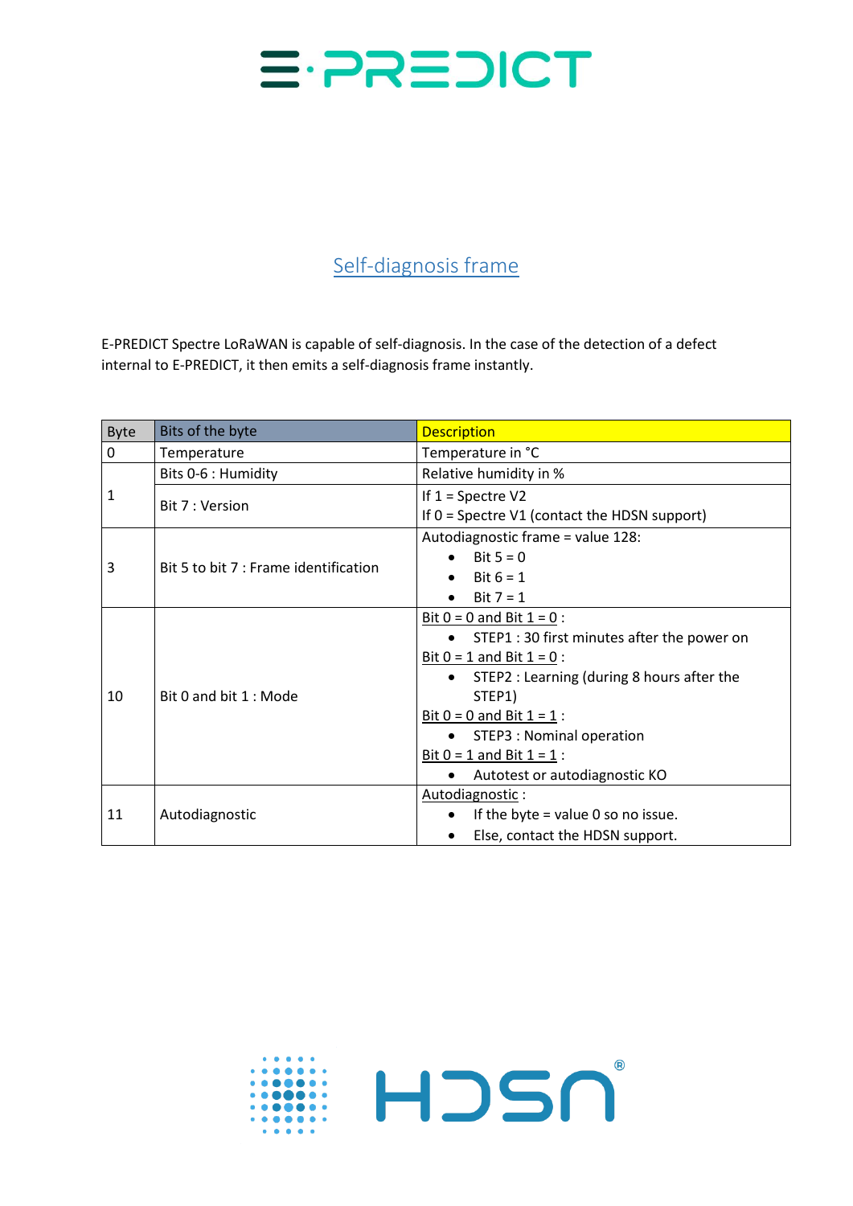## Self-diagnosis frame

E-PREDICT Spectre LoRaWAN is capable of self-diagnosis. In the case of the detection of a defect internal to E-PREDICT, it then emits a self-diagnosis frame instantly.

| Byte | Bits of the byte | Description |
|---|---|---|
| 0 | Temperature | Temperature in °C |
| 1 | Bits 0-6 : Humidity | Relative humidity in % |
| | Bit 7 : Version | If 1 = Spectre V2<br>If 0 = Spectre V1 (contact the HDSN support) |
| 3 | Bit 5 to bit 7 : Frame identification | Autodiagnostic frame = value 128:<br>• Bit 5 = 0<br>• Bit 6 = 1<br>• Bit 7 = 1 |
| 10 | Bit 0 and bit 1 : Mode | Bit 0 = 0 and Bit 1 = 0 :<br>• STEP1 : 30 first minutes after the power on<br>Bit 0 = 1 and Bit 1 = 0 :<br>• STEP2 : Learning (during 8 hours after the STEP1)<br>Bit 0 = 0 and Bit 1 = 1 :<br>• STEP3 : Nominal operation<br>Bit 0 = 1 and Bit 1 = 1 :<br>• Autotest or autodiagnostic KO |
| 11 | Autodiagnostic | Autodiagnostic :<br>• If the byte = value 0 so no issue.<br>• Else, contact the HDSN support. |